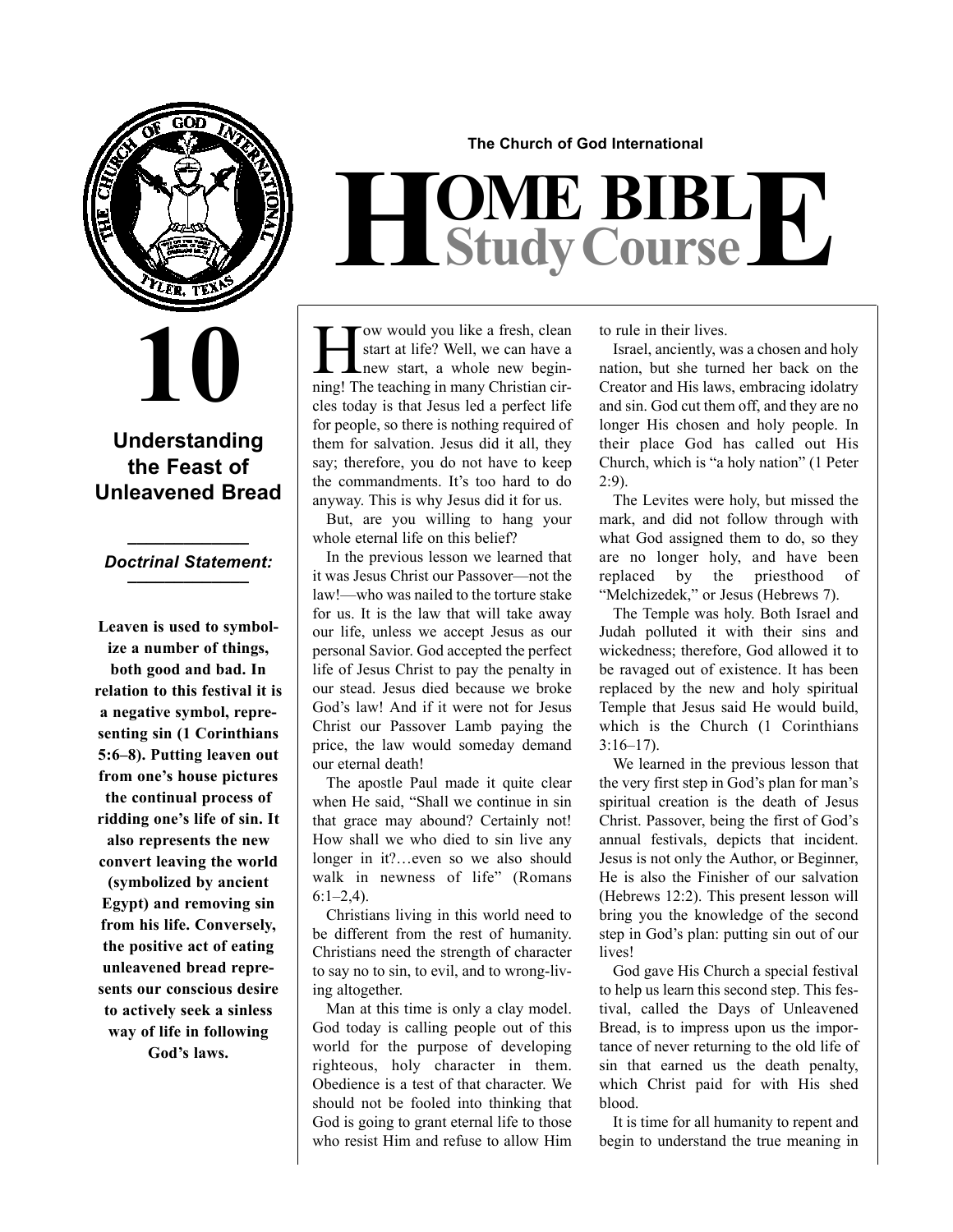The Church of God International

# HOME BIBLE Study Course

# 10

## Understanding the Feast of Unleavened Bread

***Doctrinal Statement:***

**Leaven is used to symbolize a number of things, both good and bad. In relation to this festival it is a negative symbol, representing sin (1 Corinthians 5:6–8). Putting leaven out from one's house pictures the continual process of ridding one's life of sin. It also represents the new convert leaving the world (symbolized by ancient Egypt) and removing sin from his life. Conversely, the positive act of eating unleavened bread represents our conscious desire to actively seek a sinless way of life in following God's laws.**

How would you like a fresh, clean start at life? Well, we can have a new start, a whole new beginning! The teaching in many Christian circles today is that Jesus led a perfect life for people, so there is nothing required of them for salvation. Jesus did it all, they say; therefore, you do not have to keep the commandments. It's too hard to do anyway. This is why Jesus did it for us.

But, are you willing to hang your whole eternal life on this belief?

In the previous lesson we learned that it was Jesus Christ our Passover—not the law!—who was nailed to the torture stake for us. It is the law that will take away our life, unless we accept Jesus as our personal Savior. God accepted the perfect life of Jesus Christ to pay the penalty in our stead. Jesus died because we broke God's law! And if it were not for Jesus Christ our Passover Lamb paying the price, the law would someday demand our eternal death!

The apostle Paul made it quite clear when He said, "Shall we continue in sin that grace may abound? Certainly not! How shall we who died to sin live any longer in it?…even so we also should walk in newness of life" (Romans 6:1–2,4).

Christians living in this world need to be different from the rest of humanity. Christians need the strength of character to say no to sin, to evil, and to wrong-living altogether.

Man at this time is only a clay model. God today is calling people out of this world for the purpose of developing righteous, holy character in them. Obedience is a test of that character. We should not be fooled into thinking that God is going to grant eternal life to those who resist Him and refuse to allow Him to rule in their lives.

Israel, anciently, was a chosen and holy nation, but she turned her back on the Creator and His laws, embracing idolatry and sin. God cut them off, and they are no longer His chosen and holy people. In their place God has called out His Church, which is "a holy nation" (1 Peter 2:9).

The Levites were holy, but missed the mark, and did not follow through with what God assigned them to do, so they are no longer holy, and have been replaced by the priesthood of "Melchizedek," or Jesus (Hebrews 7).

The Temple was holy. Both Israel and Judah polluted it with their sins and wickedness; therefore, God allowed it to be ravaged out of existence. It has been replaced by the new and holy spiritual Temple that Jesus said He would build, which is the Church (1 Corinthians 3:16–17).

We learned in the previous lesson that the very first step in God's plan for man's spiritual creation is the death of Jesus Christ. Passover, being the first of God's annual festivals, depicts that incident. Jesus is not only the Author, or Beginner, He is also the Finisher of our salvation (Hebrews 12:2). This present lesson will bring you the knowledge of the second step in God's plan: putting sin out of our lives!

God gave His Church a special festival to help us learn this second step. This festival, called the Days of Unleavened Bread, is to impress upon us the importance of never returning to the old life of sin that earned us the death penalty, which Christ paid for with His shed blood.

It is time for all humanity to repent and begin to understand the true meaning in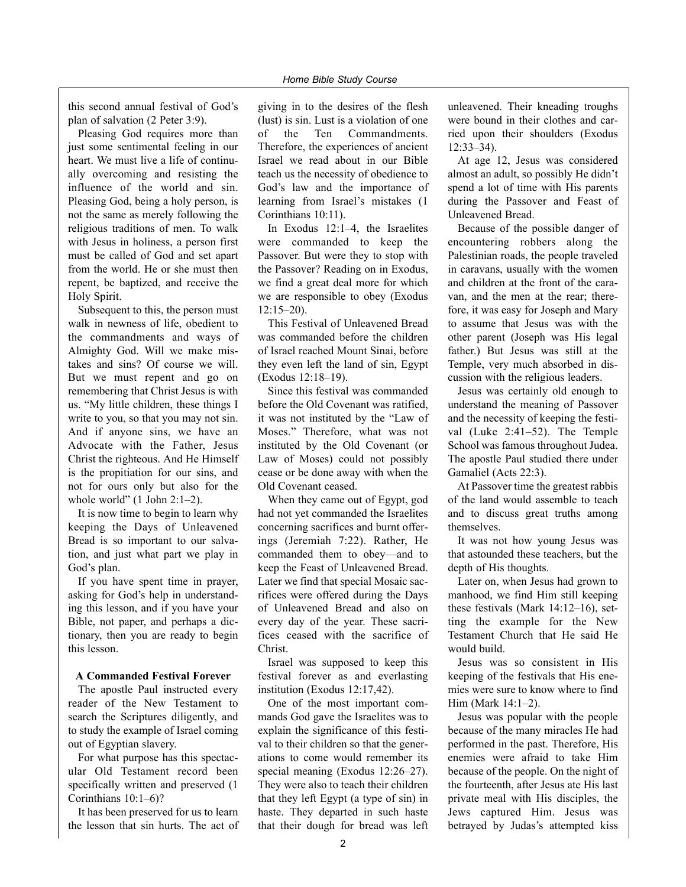this second annual festival of God's plan of salvation (2 Peter 3:9).

Pleasing God requires more than just some sentimental feeling in our heart. We must live a life of continually overcoming and resisting the influence of the world and sin. Pleasing God, being a holy person, is not the same as merely following the religious traditions of men. To walk with Jesus in holiness, a person first must be called of God and set apart from the world. He or she must then repent, be baptized, and receive the Holy Spirit.

Subsequent to this, the person must walk in newness of life, obedient to the commandments and ways of Almighty God. Will we make mistakes and sins? Of course we will. But we must repent and go on remembering that Christ Jesus is with us. "My little children, these things I write to you, so that you may not sin. And if anyone sins, we have an Advocate with the Father, Jesus Christ the righteous. And He Himself is the propitiation for our sins, and not for ours only but also for the whole world" (1 John 2:1–2).

It is now time to begin to learn why keeping the Days of Unleavened Bread is so important to our salvation, and just what part we play in God's plan.

If you have spent time in prayer, asking for God's help in understanding this lesson, and if you have your Bible, not paper, and perhaps a dictionary, then you are ready to begin this lesson.

**A Commanded Festival Forever**

The apostle Paul instructed every reader of the New Testament to search the Scriptures diligently, and to study the example of Israel coming out of Egyptian slavery.

For what purpose has this spectacular Old Testament record been specifically written and preserved (1 Corinthians 10:1–6)?

It has been preserved for us to learn the lesson that sin hurts. The act of giving in to the desires of the flesh (lust) is sin. Lust is a violation of one of the Ten Commandments. Therefore, the experiences of ancient Israel we read about in our Bible teach us the necessity of obedience to God's law and the importance of learning from Israel's mistakes (1 Corinthians 10:11).

In Exodus 12:1–4, the Israelites were commanded to keep the Passover. But were they to stop with the Passover? Reading on in Exodus, we find a great deal more for which we are responsible to obey (Exodus 12:15–20).

This Festival of Unleavened Bread was commanded before the children of Israel reached Mount Sinai, before they even left the land of sin, Egypt (Exodus 12:18–19).

Since this festival was commanded before the Old Covenant was ratified, it was not instituted by the "Law of Moses." Therefore, what was not instituted by the Old Covenant (or Law of Moses) could not possibly cease or be done away with when the Old Covenant ceased.

When they came out of Egypt, god had not yet commanded the Israelites concerning sacrifices and burnt offerings (Jeremiah 7:22). Rather, He commanded them to obey—and to keep the Feast of Unleavened Bread. Later we find that special Mosaic sacrifices were offered during the Days of Unleavened Bread and also on every day of the year. These sacrifices ceased with the sacrifice of Christ.

Israel was supposed to keep this festival forever as and everlasting institution (Exodus 12:17,42).

One of the most important commands God gave the Israelites was to explain the significance of this festival to their children so that the generations to come would remember its special meaning (Exodus 12:26–27). They were also to teach their children that they left Egypt (a type of sin) in haste. They departed in such haste that their dough for bread was left unleavened. Their kneading troughs were bound in their clothes and carried upon their shoulders (Exodus 12:33–34).

At age 12, Jesus was considered almost an adult, so possibly He didn't spend a lot of time with His parents during the Passover and Feast of Unleavened Bread.

Because of the possible danger of encountering robbers along the Palestinian roads, the people traveled in caravans, usually with the women and children at the front of the caravan, and the men at the rear; therefore, it was easy for Joseph and Mary to assume that Jesus was with the other parent (Joseph was His legal father.) But Jesus was still at the Temple, very much absorbed in discussion with the religious leaders.

Jesus was certainly old enough to understand the meaning of Passover and the necessity of keeping the festival (Luke 2:41–52). The Temple School was famous throughout Judea. The apostle Paul studied there under Gamaliel (Acts 22:3).

At Passover time the greatest rabbis of the land would assemble to teach and to discuss great truths among themselves.

It was not how young Jesus was that astounded these teachers, but the depth of His thoughts.

Later on, when Jesus had grown to manhood, we find Him still keeping these festivals (Mark 14:12–16), setting the example for the New Testament Church that He said He would build.

Jesus was so consistent in His keeping of the festivals that His enemies were sure to know where to find Him (Mark 14:1–2).

Jesus was popular with the people because of the many miracles He had performed in the past. Therefore, His enemies were afraid to take Him because of the people. On the night of the fourteenth, after Jesus ate His last private meal with His disciples, the Jews captured Him. Jesus was betrayed by Judas's attempted kiss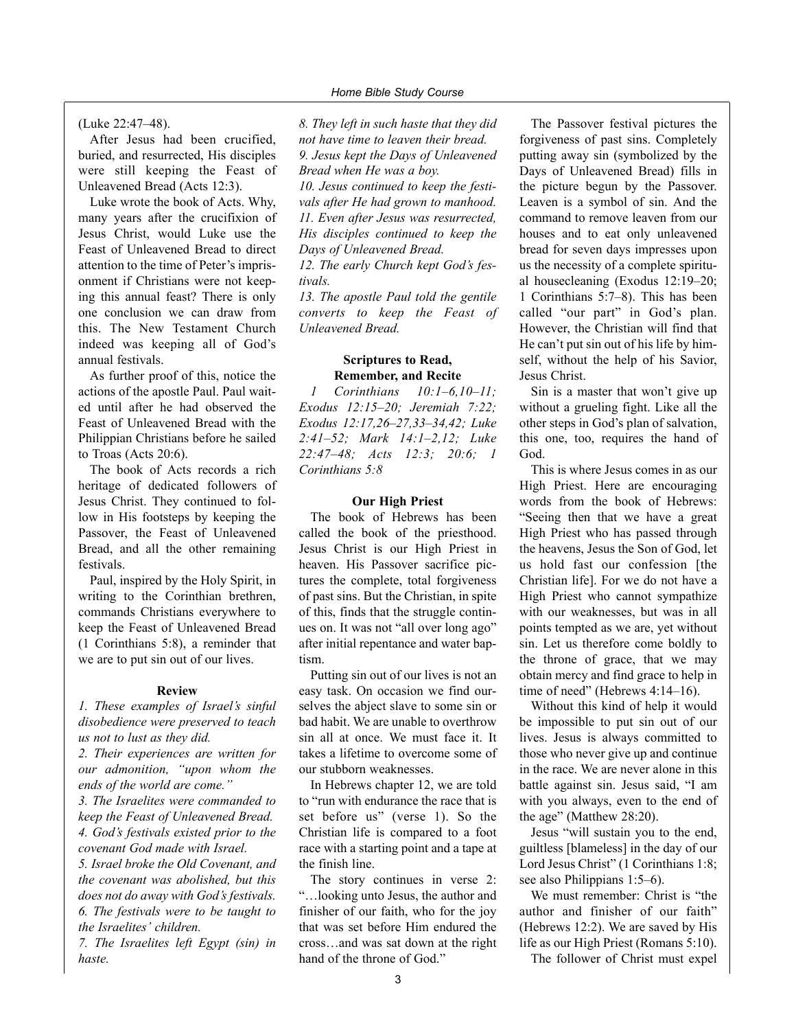(Luke 22:47–48).

After Jesus had been crucified, buried, and resurrected, His disciples were still keeping the Feast of Unleavened Bread (Acts 12:3).

Luke wrote the book of Acts. Why, many years after the crucifixion of Jesus Christ, would Luke use the Feast of Unleavened Bread to direct attention to the time of Peter's imprisonment if Christians were not keeping this annual feast? There is only one conclusion we can draw from this. The New Testament Church indeed was keeping all of God's annual festivals.

As further proof of this, notice the actions of the apostle Paul. Paul waited until after he had observed the Feast of Unleavened Bread with the Philippian Christians before he sailed to Troas (Acts 20:6).

The book of Acts records a rich heritage of dedicated followers of Jesus Christ. They continued to follow in His footsteps by keeping the Passover, the Feast of Unleavened Bread, and all the other remaining festivals.

Paul, inspired by the Holy Spirit, in writing to the Corinthian brethren, commands Christians everywhere to keep the Feast of Unleavened Bread (1 Corinthians 5:8), a reminder that we are to put sin out of our lives.

#### Review

*1. These examples of Israel's sinful disobedience were preserved to teach us not to lust as they did.*

*2. Their experiences are written for our admonition, "upon whom the ends of the world are come."*

*3. The Israelites were commanded to keep the Feast of Unleavened Bread.*

*4. God's festivals existed prior to the covenant God made with Israel.*

*5. Israel broke the Old Covenant, and the covenant was abolished, but this does not do away with God's festivals.*

*6. The festivals were to be taught to the Israelites' children.*

*7. The Israelites left Egypt (sin) in haste.*

*8. They left in such haste that they did not have time to leaven their bread.*

*9. Jesus kept the Days of Unleavened Bread when He was a boy.*

*10. Jesus continued to keep the festivals after He had grown to manhood.*

*11. Even after Jesus was resurrected, His disciples continued to keep the Days of Unleavened Bread.*

*12. The early Church kept God's festivals.*

*13. The apostle Paul told the gentile converts to keep the Feast of Unleavened Bread.*

#### Scriptures to Read, Remember, and Recite

*1 Corinthians 10:1–6,10–11; Exodus 12:15–20; Jeremiah 7:22; Exodus 12:17,26–27,33–34,42; Luke 2:41–52; Mark 14:1–2,12; Luke 22:47–48; Acts 12:3; 20:6; 1 Corinthians 5:8*

#### Our High Priest

The book of Hebrews has been called the book of the priesthood. Jesus Christ is our High Priest in heaven. His Passover sacrifice pictures the complete, total forgiveness of past sins. But the Christian, in spite of this, finds that the struggle continues on. It was not "all over long ago" after initial repentance and water baptism.

Putting sin out of our lives is not an easy task. On occasion we find ourselves the abject slave to some sin or bad habit. We are unable to overthrow sin all at once. We must face it. It takes a lifetime to overcome some of our stubborn weaknesses.

In Hebrews chapter 12, we are told to "run with endurance the race that is set before us" (verse 1). So the Christian life is compared to a foot race with a starting point and a tape at the finish line.

The story continues in verse 2: "…looking unto Jesus, the author and finisher of our faith, who for the joy that was set before Him endured the cross…and was sat down at the right hand of the throne of God."

The Passover festival pictures the forgiveness of past sins. Completely putting away sin (symbolized by the Days of Unleavened Bread) fills in the picture begun by the Passover. Leaven is a symbol of sin. And the command to remove leaven from our houses and to eat only unleavened bread for seven days impresses upon us the necessity of a complete spiritual housecleaning (Exodus 12:19–20; 1 Corinthians 5:7–8). This has been called "our part" in God's plan. However, the Christian will find that He can't put sin out of his life by himself, without the help of his Savior, Jesus Christ.

Sin is a master that won't give up without a grueling fight. Like all the other steps in God's plan of salvation, this one, too, requires the hand of God.

This is where Jesus comes in as our High Priest. Here are encouraging words from the book of Hebrews: "Seeing then that we have a great High Priest who has passed through the heavens, Jesus the Son of God, let us hold fast our confession [the Christian life]. For we do not have a High Priest who cannot sympathize with our weaknesses, but was in all points tempted as we are, yet without sin. Let us therefore come boldly to the throne of grace, that we may obtain mercy and find grace to help in time of need" (Hebrews 4:14–16).

Without this kind of help it would be impossible to put sin out of our lives. Jesus is always committed to those who never give up and continue in the race. We are never alone in this battle against sin. Jesus said, "I am with you always, even to the end of the age" (Matthew 28:20).

Jesus "will sustain you to the end, guiltless [blameless] in the day of our Lord Jesus Christ" (1 Corinthians 1:8; see also Philippians 1:5–6).

We must remember: Christ is "the author and finisher of our faith" (Hebrews 12:2). We are saved by His life as our High Priest (Romans 5:10).

The follower of Christ must expel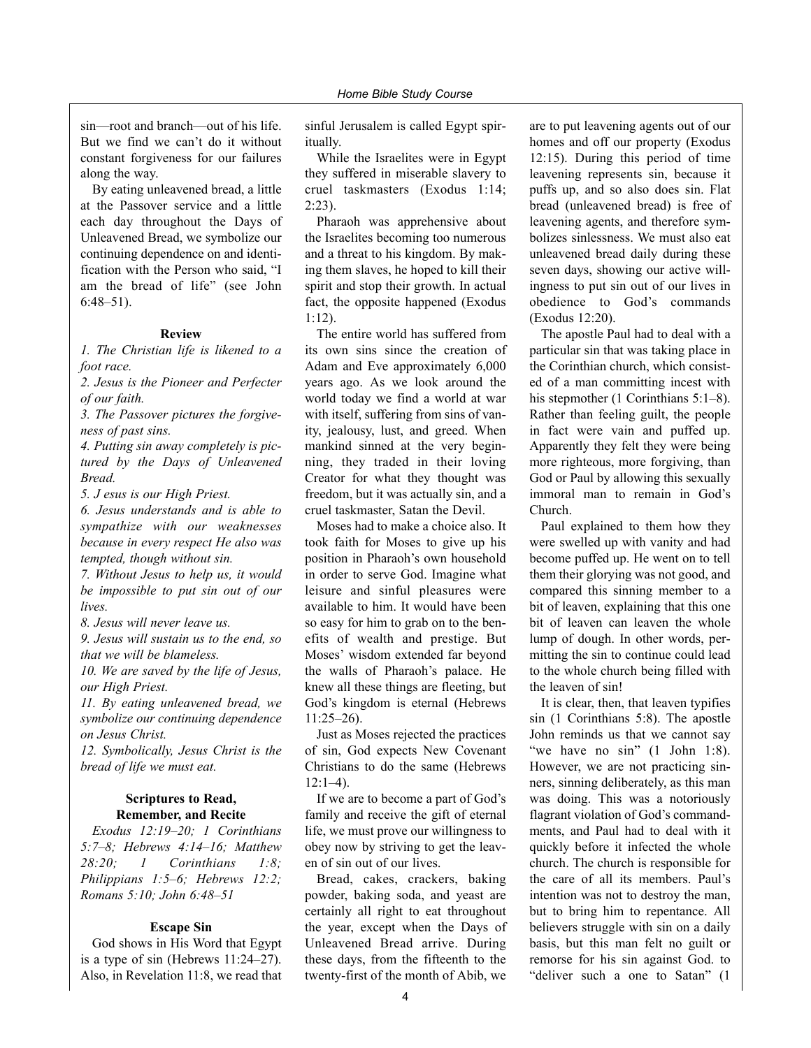sin—root and branch—out of his life. But we find we can't do it without constant forgiveness for our failures along the way.

By eating unleavened bread, a little at the Passover service and a little each day throughout the Days of Unleavened Bread, we symbolize our continuing dependence on and identification with the Person who said, "I am the bread of life" (see John 6:48–51).

**Review**

*1. The Christian life is likened to a foot race.*

*2. Jesus is the Pioneer and Perfecter of our faith.*

*3. The Passover pictures the forgiveness of past sins.*

*4. Putting sin away completely is pictured by the Days of Unleavened Bread.*

*5. J esus is our High Priest.*

*6. Jesus understands and is able to sympathize with our weaknesses because in every respect He also was tempted, though without sin.*

*7. Without Jesus to help us, it would be impossible to put sin out of our lives.*

*8. Jesus will never leave us.*

*9. Jesus will sustain us to the end, so that we will be blameless.*

*10. We are saved by the life of Jesus, our High Priest.*

*11. By eating unleavened bread, we symbolize our continuing dependence on Jesus Christ.*

*12. Symbolically, Jesus Christ is the bread of life we must eat.*

**Scriptures to Read, Remember, and Recite**

*Exodus 12:19–20; 1 Corinthians 5:7–8; Hebrews 4:14–16; Matthew 28:20; 1 Corinthians 1:8; Philippians 1:5–6; Hebrews 12:2; Romans 5:10; John 6:48–51*

**Escape Sin**

God shows in His Word that Egypt is a type of sin (Hebrews 11:24–27). Also, in Revelation 11:8, we read that sinful Jerusalem is called Egypt spiritually.

While the Israelites were in Egypt they suffered in miserable slavery to cruel taskmasters (Exodus 1:14; 2:23).

Pharaoh was apprehensive about the Israelites becoming too numerous and a threat to his kingdom. By making them slaves, he hoped to kill their spirit and stop their growth. In actual fact, the opposite happened (Exodus 1:12).

The entire world has suffered from its own sins since the creation of Adam and Eve approximately 6,000 years ago. As we look around the world today we find a world at war with itself, suffering from sins of vanity, jealousy, lust, and greed. When mankind sinned at the very beginning, they traded in their loving Creator for what they thought was freedom, but it was actually sin, and a cruel taskmaster, Satan the Devil.

Moses had to make a choice also. It took faith for Moses to give up his position in Pharaoh's own household in order to serve God. Imagine what leisure and sinful pleasures were available to him. It would have been so easy for him to grab on to the benefits of wealth and prestige. But Moses' wisdom extended far beyond the walls of Pharaoh's palace. He knew all these things are fleeting, but God's kingdom is eternal (Hebrews 11:25–26).

Just as Moses rejected the practices of sin, God expects New Covenant Christians to do the same (Hebrews 12:1–4).

If we are to become a part of God's family and receive the gift of eternal life, we must prove our willingness to obey now by striving to get the leaven of sin out of our lives.

Bread, cakes, crackers, baking powder, baking soda, and yeast are certainly all right to eat throughout the year, except when the Days of Unleavened Bread arrive. During these days, from the fifteenth to the twenty-first of the month of Abib, we are to put leavening agents out of our homes and off our property (Exodus 12:15). During this period of time leavening represents sin, because it puffs up, and so also does sin. Flat bread (unleavened bread) is free of leavening agents, and therefore symbolizes sinlessness. We must also eat unleavened bread daily during these seven days, showing our active willingness to put sin out of our lives in obedience to God's commands (Exodus 12:20).

The apostle Paul had to deal with a particular sin that was taking place in the Corinthian church, which consisted of a man committing incest with his stepmother (1 Corinthians 5:1–8). Rather than feeling guilt, the people in fact were vain and puffed up. Apparently they felt they were being more righteous, more forgiving, than God or Paul by allowing this sexually immoral man to remain in God's Church.

Paul explained to them how they were swelled up with vanity and had become puffed up. He went on to tell them their glorying was not good, and compared this sinning member to a bit of leaven, explaining that this one bit of leaven can leaven the whole lump of dough. In other words, permitting the sin to continue could lead to the whole church being filled with the leaven of sin!

It is clear, then, that leaven typifies sin (1 Corinthians 5:8). The apostle John reminds us that we cannot say "we have no sin" (1 John 1:8). However, we are not practicing sinners, sinning deliberately, as this man was doing. This was a notoriously flagrant violation of God's commandments, and Paul had to deal with it quickly before it infected the whole church. The church is responsible for the care of all its members. Paul's intention was not to destroy the man, but to bring him to repentance. All believers struggle with sin on a daily basis, but this man felt no guilt or remorse for his sin against God. to "deliver such a one to Satan" (1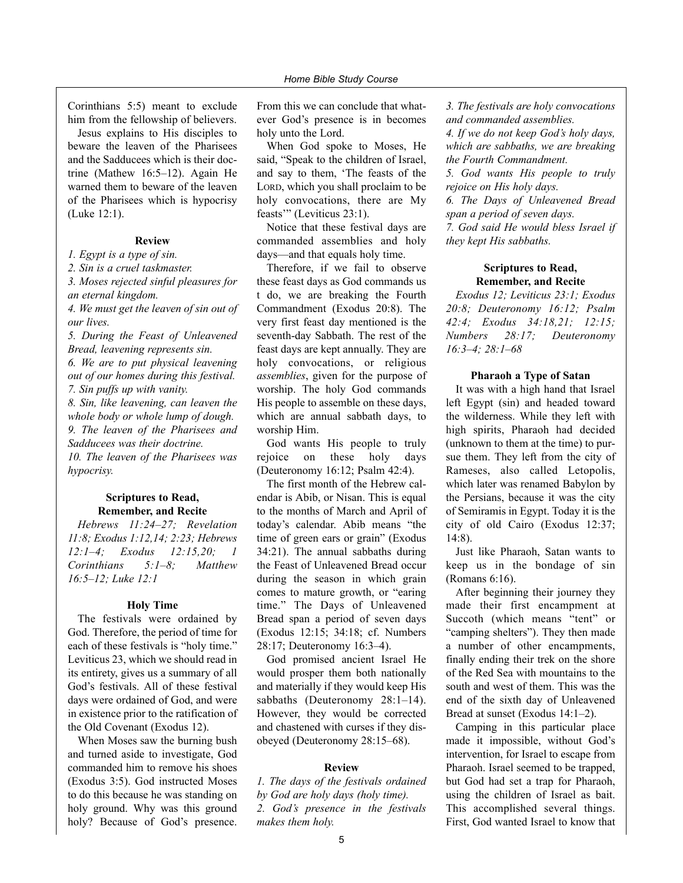Corinthians 5:5) meant to exclude him from the fellowship of believers.

Jesus explains to His disciples to beware the leaven of the Pharisees and the Sadducees which is their doctrine (Mathew 16:5–12). Again He warned them to beware of the leaven of the Pharisees which is hypocrisy (Luke 12:1).

**Review**

*1. Egypt is a type of sin.*
*2. Sin is a cruel taskmaster.*
*3. Moses rejected sinful pleasures for an eternal kingdom.*
*4. We must get the leaven of sin out of our lives.*
*5. During the Feast of Unleavened Bread, leavening represents sin.*
*6. We are to put physical leavening out of our homes during this festival.*
*7. Sin puffs up with vanity.*
*8. Sin, like leavening, can leaven the whole body or whole lump of dough.*
*9. The leaven of the Pharisees and Sadducees was their doctrine.*
*10. The leaven of the Pharisees was hypocrisy.*

**Scriptures to Read, Remember, and Recite**

*Hebrews 11:24–27; Revelation 11:8; Exodus 1:12,14; 2:23; Hebrews 12:1–4; Exodus 12:15,20; 1 Corinthians 5:1–8; Matthew 16:5–12; Luke 12:1*

### Holy Time

The festivals were ordained by God. Therefore, the period of time for each of these festivals is "holy time." Leviticus 23, which we should read in its entirety, gives us a summary of all God's festivals. All of these festival days were ordained of God, and were in existence prior to the ratification of the Old Covenant (Exodus 12).

When Moses saw the burning bush and turned aside to investigate, God commanded him to remove his shoes (Exodus 3:5). God instructed Moses to do this because he was standing on holy ground. Why was this ground holy? Because of God's presence. From this we can conclude that whatever God's presence is in becomes holy unto the Lord.

When God spoke to Moses, He said, "Speak to the children of Israel, and say to them, 'The feasts of the LORD, which you shall proclaim to be holy convocations, there are My feasts'" (Leviticus 23:1).

Notice that these festival days are commanded assemblies and holy days—and that equals holy time.

Therefore, if we fail to observe these feast days as God commands us t do, we are breaking the Fourth Commandment (Exodus 20:8). The very first feast day mentioned is the seventh-day Sabbath. The rest of the feast days are kept annually. They are holy convocations, or religious *assemblies*, given for the purpose of worship. The holy God commands His people to assemble on these days, which are annual sabbath days, to worship Him.

God wants His people to truly rejoice on these holy days (Deuteronomy 16:12; Psalm 42:4).

The first month of the Hebrew calendar is Abib, or Nisan. This is equal to the months of March and April of today's calendar. Abib means "the time of green ears or grain" (Exodus 34:21). The annual sabbaths during the Feast of Unleavened Bread occur during the season in which grain comes to mature growth, or "earing time." The Days of Unleavened Bread span a period of seven days (Exodus 12:15; 34:18; cf. Numbers 28:17; Deuteronomy 16:3–4).

God promised ancient Israel He would prosper them both nationally and materially if they would keep His sabbaths (Deuteronomy 28:1–14). However, they would be corrected and chastened with curses if they disobeyed (Deuteronomy 28:15–68).

**Review**

*1. The days of the festivals ordained by God are holy days (holy time).*
*2. God's presence in the festivals makes them holy.*
*3. The festivals are holy convocations and commanded assemblies.*
*4. If we do not keep God's holy days, which are sabbaths, we are breaking the Fourth Commandment.*
*5. God wants His people to truly rejoice on His holy days.*
*6. The Days of Unleavened Bread span a period of seven days.*
*7. God said He would bless Israel if they kept His sabbaths.*

**Scriptures to Read, Remember, and Recite**

*Exodus 12; Leviticus 23:1; Exodus 20:8; Deuteronomy 16:12; Psalm 42:4; Exodus 34:18,21; 12:15; Numbers 28:17; Deuteronomy 16:3–4; 28:1–68*

### Pharaoh a Type of Satan

It was with a high hand that Israel left Egypt (sin) and headed toward the wilderness. While they left with high spirits, Pharaoh had decided (unknown to them at the time) to pursue them. They left from the city of Rameses, also called Letopolis, which later was renamed Babylon by the Persians, because it was the city of Semiramis in Egypt. Today it is the city of old Cairo (Exodus 12:37; 14:8).

Just like Pharaoh, Satan wants to keep us in the bondage of sin (Romans 6:16).

After beginning their journey they made their first encampment at Succoth (which means "tent" or "camping shelters"). They then made a number of other encampments, finally ending their trek on the shore of the Red Sea with mountains to the south and west of them. This was the end of the sixth day of Unleavened Bread at sunset (Exodus 14:1–2).

Camping in this particular place made it impossible, without God's intervention, for Israel to escape from Pharaoh. Israel seemed to be trapped, but God had set a trap for Pharaoh, using the children of Israel as bait. This accomplished several things. First, God wanted Israel to know that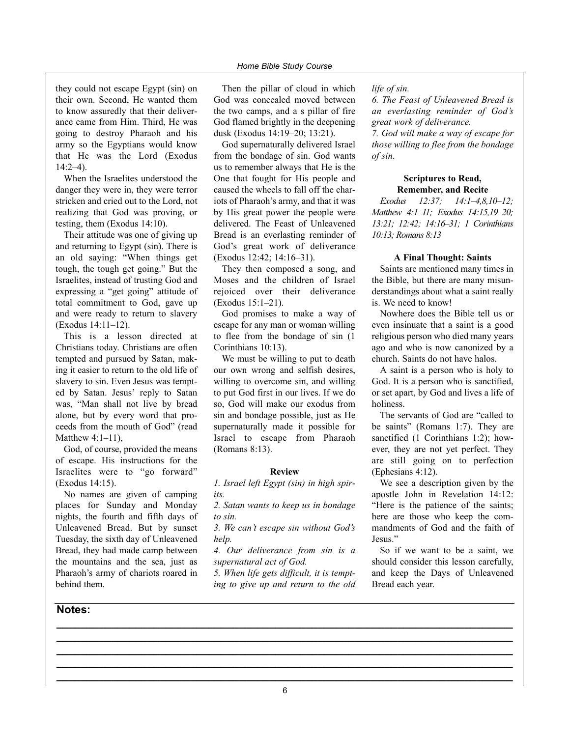they could not escape Egypt (sin) on their own. Second, He wanted them to know assuredly that their deliverance came from Him. Third, He was going to destroy Pharaoh and his army so the Egyptians would know that He was the Lord (Exodus 14:2–4).

When the Israelites understood the danger they were in, they were terror stricken and cried out to the Lord, not realizing that God was proving, or testing, them (Exodus 14:10).

Their attitude was one of giving up and returning to Egypt (sin). There is an old saying: "When things get tough, the tough get going." But the Israelites, instead of trusting God and expressing a "get going" attitude of total commitment to God, gave up and were ready to return to slavery (Exodus 14:11–12).

This is a lesson directed at Christians today. Christians are often tempted and pursued by Satan, making it easier to return to the old life of slavery to sin. Even Jesus was tempted by Satan. Jesus' reply to Satan was, "Man shall not live by bread alone, but by every word that proceeds from the mouth of God" (read Matthew 4:1–11),

God, of course, provided the means of escape. His instructions for the Israelites were to "go forward" (Exodus 14:15).

No names are given of camping places for Sunday and Monday nights, the fourth and fifth days of Unleavened Bread. But by sunset Tuesday, the sixth day of Unleavened Bread, they had made camp between the mountains and the sea, just as Pharaoh's army of chariots roared in behind them.

Then the pillar of cloud in which God was concealed moved between the two camps, and a s pillar of fire God flamed brightly in the deepening dusk (Exodus 14:19–20; 13:21).

God supernaturally delivered Israel from the bondage of sin. God wants us to remember always that He is the One that fought for His people and caused the wheels to fall off the chariots of Pharaoh's army, and that it was by His great power the people were delivered. The Feast of Unleavened Bread is an everlasting reminder of God's great work of deliverance (Exodus 12:42; 14:16–31).

They then composed a song, and Moses and the children of Israel rejoiced over their deliverance (Exodus 15:1–21).

God promises to make a way of escape for any man or woman willing to flee from the bondage of sin (1 Corinthians 10:13).

We must be willing to put to death our own wrong and selfish desires, willing to overcome sin, and willing to put God first in our lives. If we do so, God will make our exodus from sin and bondage possible, just as He supernaturally made it possible for Israel to escape from Pharaoh (Romans 8:13).

#### Review

*1. Israel left Egypt (sin) in high spirits.*

*2. Satan wants to keep us in bondage to sin.*

*3. We can't escape sin without God's help.*

*4. Our deliverance from sin is a supernatural act of God.*

*5. When life gets difficult, it is tempting to give up and return to the old life of sin.*

*6. The Feast of Unleavened Bread is an everlasting reminder of God's great work of deliverance.*

*7. God will make a way of escape for those willing to flee from the bondage of sin.*

#### Scriptures to Read, Remember, and Recite

*Exodus 12:37; 14:1–4,8,10–12; Matthew 4:1–11; Exodus 14:15,19–20; 13:21; 12:42; 14:16–31; 1 Corinthians 10:13; Romans 8:13*

#### A Final Thought: Saints

Saints are mentioned many times in the Bible, but there are many misunderstandings about what a saint really is. We need to know!

Nowhere does the Bible tell us or even insinuate that a saint is a good religious person who died many years ago and who is now canonized by a church. Saints do not have halos.

A saint is a person who is holy to God. It is a person who is sanctified, or set apart, by God and lives a life of holiness.

The servants of God are "called to be saints" (Romans 1:7). They are sanctified (1 Corinthians 1:2); however, they are not yet perfect. They are still going on to perfection (Ephesians 4:12).

We see a description given by the apostle John in Revelation 14:12: "Here is the patience of the saints; here are those who keep the commandments of God and the faith of Jesus."

So if we want to be a saint, we should consider this lesson carefully, and keep the Days of Unleavened Bread each year.

**Notes:**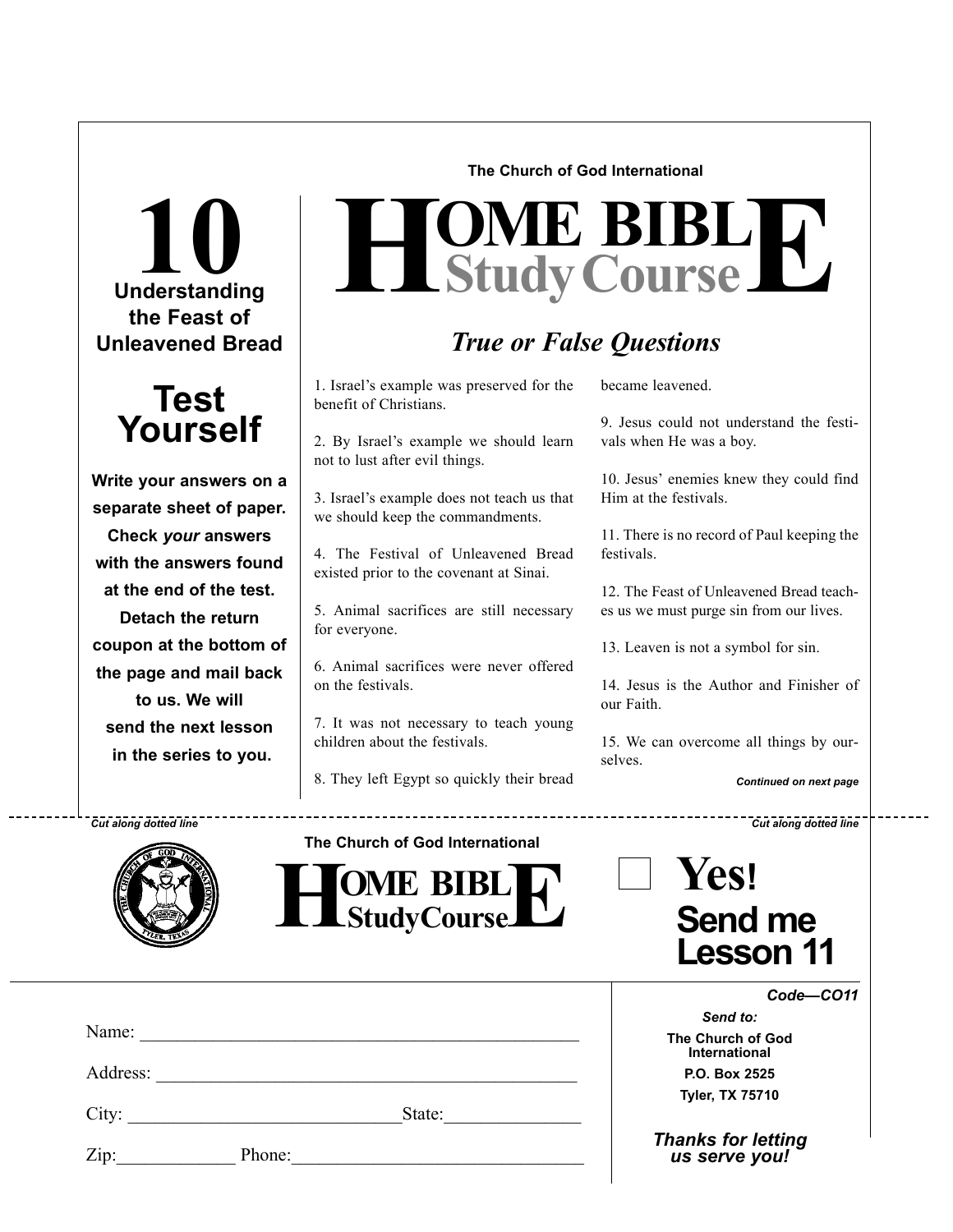The Church of God International

# HOME BIBLE Study Course

## 10

**Understanding the Feast of Unleavened Bread**

## Test Yourself

**Write your answers on a separate sheet of paper. Check *your* answers with the answers found at the end of the test. Detach the return coupon at the bottom of the page and mail back to us. We will send the next lesson in the series to you.**

## *True or False Questions*

1. Israel's example was preserved for the benefit of Christians.

2. By Israel's example we should learn not to lust after evil things.

3. Israel's example does not teach us that we should keep the commandments.

4. The Festival of Unleavened Bread existed prior to the covenant at Sinai.

5. Animal sacrifices are still necessary for everyone.

6. Animal sacrifices were never offered on the festivals.

7. It was not necessary to teach young children about the festivals.

8. They left Egypt so quickly their bread became leavened.

9. Jesus could not understand the festivals when He was a boy.

10. Jesus' enemies knew they could find Him at the festivals.

11. There is no record of Paul keeping the festivals.

12. The Feast of Unleavened Bread teaches us we must purge sin from our lives.

13. Leaven is not a symbol for sin.

14. Jesus is the Author and Finisher of our Faith.

15. We can overcome all things by ourselves.

***Continued on next page***

*Cut along dotted line* — *Cut along dotted line*

---

The Church of God International

**HOME BIBLE StudyCourse**

☐ **Yes! Send me Lesson 11**

***Code—CO11***

Name: ______________________________________________

Address: ____________________________________________

City: ___________________________ State: ______________

Zip: ____________ Phone: _____________________________

***Send to:***

**The Church of God International**
**P.O. Box 2525**
**Tyler, TX 75710**

***Thanks for letting us serve you!***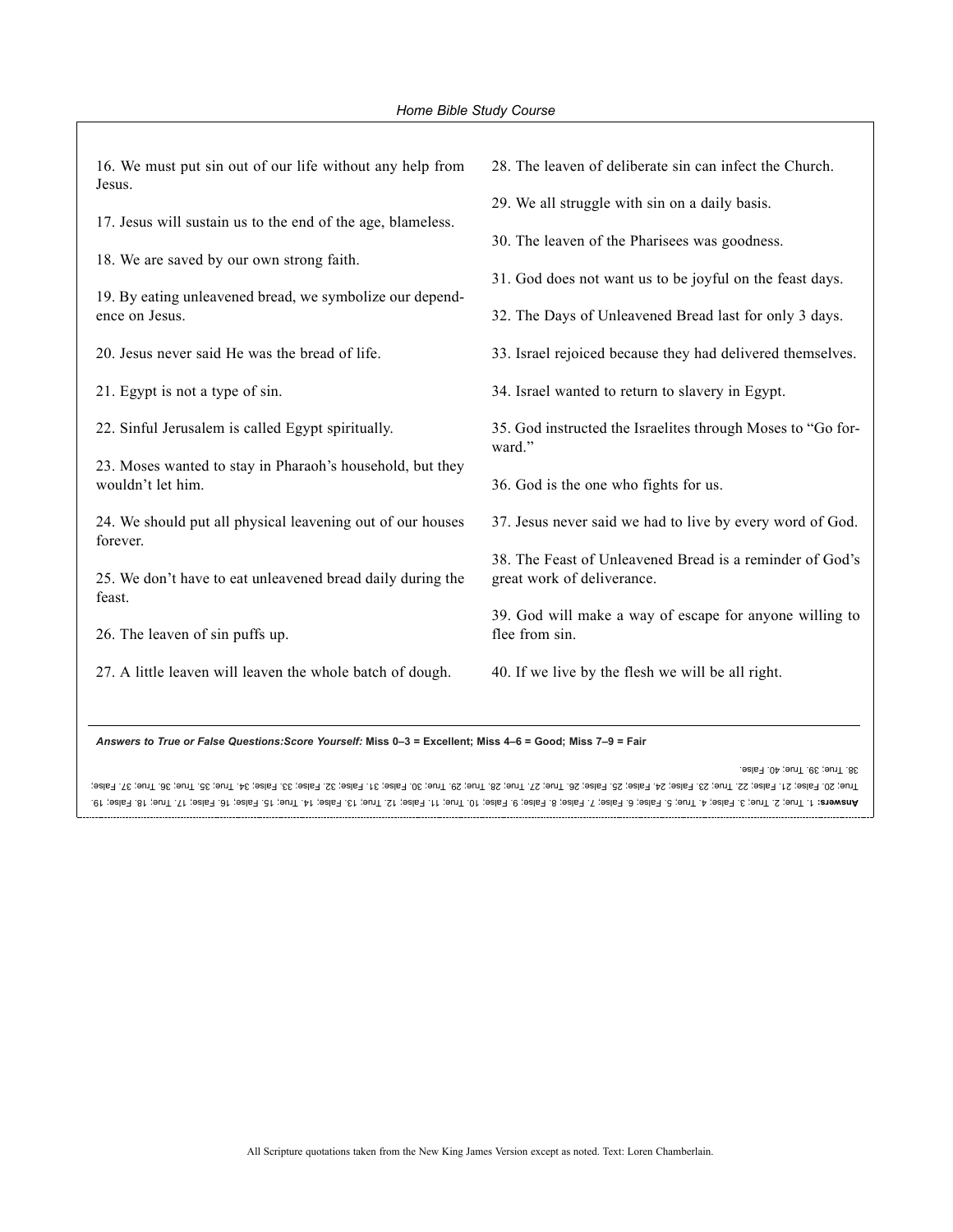16. We must put sin out of our life without any help from Jesus.

17. Jesus will sustain us to the end of the age, blameless.

18. We are saved by our own strong faith.

19. By eating unleavened bread, we symbolize our dependence on Jesus.

20. Jesus never said He was the bread of life.

21. Egypt is not a type of sin.

22. Sinful Jerusalem is called Egypt spiritually.

23. Moses wanted to stay in Pharaoh's household, but they wouldn't let him.

24. We should put all physical leavening out of our houses forever.

25. We don't have to eat unleavened bread daily during the feast.

26. The leaven of sin puffs up.

27. A little leaven will leaven the whole batch of dough.

28. The leaven of deliberate sin can infect the Church.

29. We all struggle with sin on a daily basis.

30. The leaven of the Pharisees was goodness.

31. God does not want us to be joyful on the feast days.

32. The Days of Unleavened Bread last for only 3 days.

33. Israel rejoiced because they had delivered themselves.

34. Israel wanted to return to slavery in Egypt.

35. God instructed the Israelites through Moses to "Go forward."

36. God is the one who fights for us.

37. Jesus never said we had to live by every word of God.

38. The Feast of Unleavened Bread is a reminder of God's great work of deliverance.

39. God will make a way of escape for anyone willing to flee from sin.

40. If we live by the flesh we will be all right.

***Answers to True or False Questions:Score Yourself:*** **Miss 0–3 = Excellent; Miss 4–6 = Good; Miss 7–9 = Fair**

**Answers:** 1. True; 2. True; 3. False; 4. True; 5. False; 6. False; 7. False; 8. False; 9. False; 10. True; 11. False; 12. True; 13. False; 14. True; 15. False; 16. False; 17. True; 18. False; 19. True; 20. False; 21. False; 22. True; 23. False; 24. False; 25. False; 26. True; 27. True; 28. True; 29. True; 30. False; 31. False; 32. False; 33. False; 34. False; 35. True; 36. True; 37. False; 38. True; 39. True; 40. False.

All Scripture quotations taken from the New King James Version except as noted. Text: Loren Chamberlain.